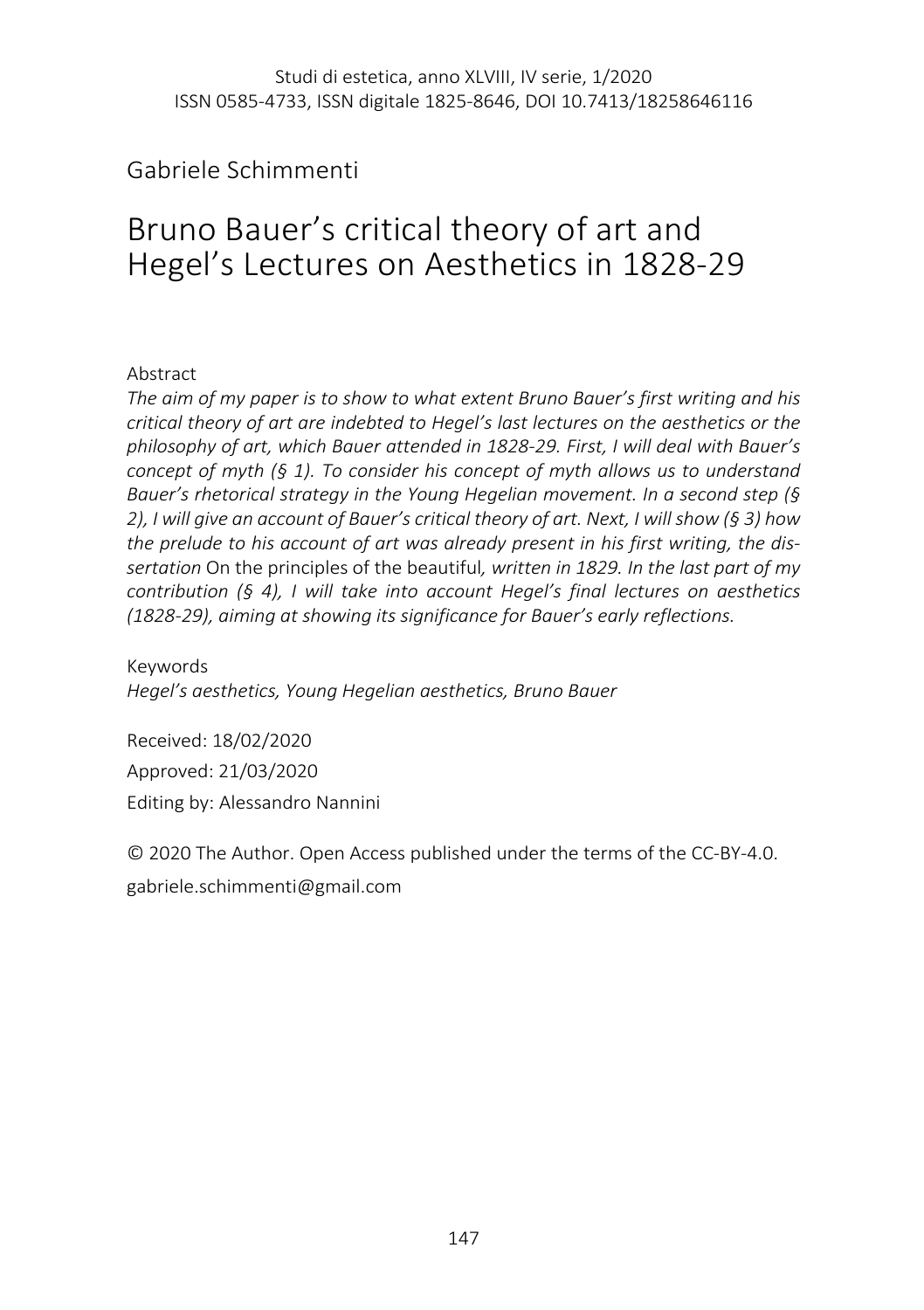Studi di estetica, anno XLVIII, IV serie, 1/2020
ISSN 0585-4733, ISSN digitale 1825-8646, DOI 10.7413/18258646116

Gabriele Schimmenti

# Bruno Bauer's critical theory of art and Hegel's Lectures on Aesthetics in 1828-29

Abstract

*The aim of my paper is to show to what extent Bruno Bauer's first writing and his critical theory of art are indebted to Hegel's last lectures on the aesthetics or the philosophy of art, which Bauer attended in 1828-29. First, I will deal with Bauer's concept of myth (§ 1). To consider his concept of myth allows us to understand Bauer's rhetorical strategy in the Young Hegelian movement. In a second step (§ 2), I will give an account of Bauer's critical theory of art. Next, I will show (§ 3) how the prelude to his account of art was already present in his first writing, the dissertation* On the principles of the beautiful*, written in 1829. In the last part of my contribution (§ 4), I will take into account Hegel's final lectures on aesthetics (1828-29), aiming at showing its significance for Bauer's early reflections.*

Keywords

*Hegel's aesthetics, Young Hegelian aesthetics, Bruno Bauer*

Received: 18/02/2020

Approved: 21/03/2020

Editing by: Alessandro Nannini

© 2020 The Author. Open Access published under the terms of the CC-BY-4.0.

gabriele.schimmenti@gmail.com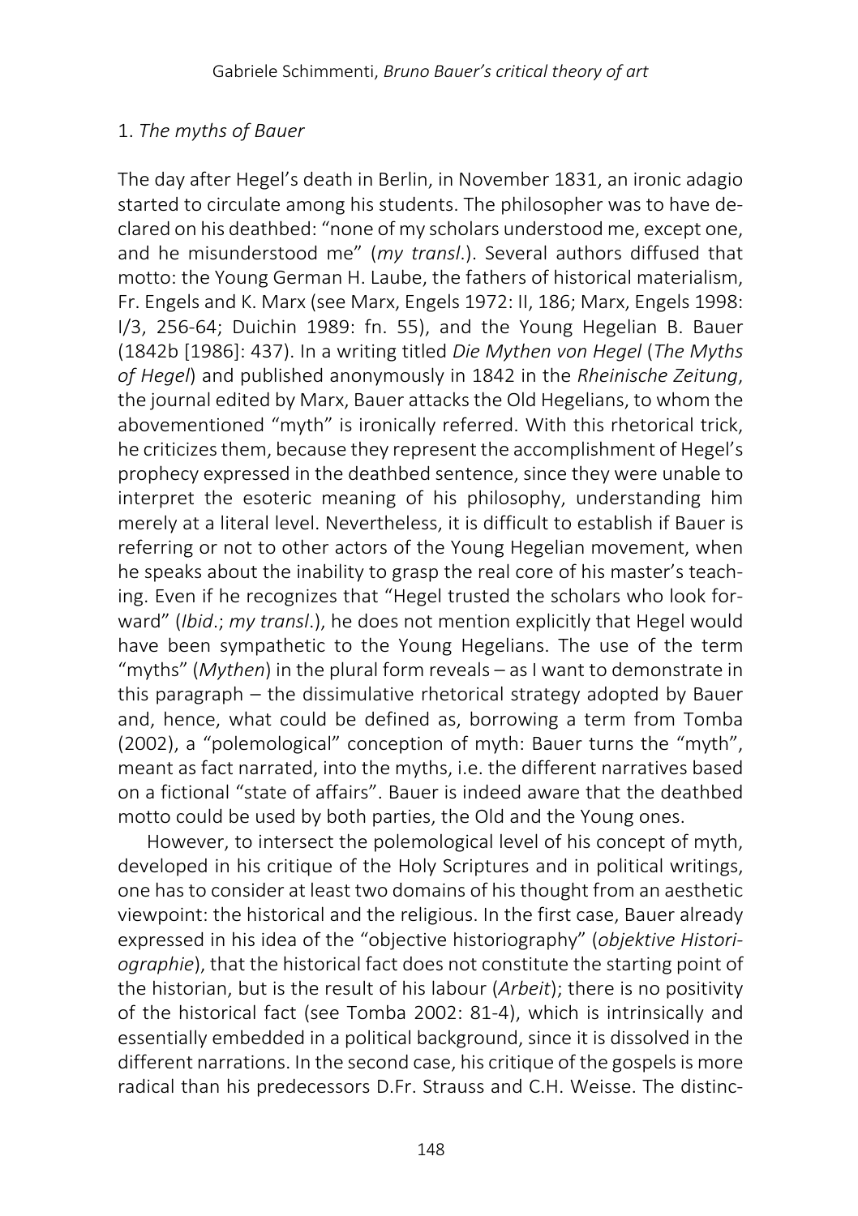## 1. *The myths of Bauer*

The day after Hegel's death in Berlin, in November 1831, an ironic adagio started to circulate among his students. The philosopher was to have declared on his deathbed: "none of my scholars understood me, except one, and he misunderstood me" (*my transl*.). Several authors diffused that motto: the Young German H. Laube, the fathers of historical materialism, Fr. Engels and K. Marx (see Marx, Engels 1972: II, 186; Marx, Engels 1998: I/3, 256-64; Duichin 1989: fn. 55), and the Young Hegelian B. Bauer (1842b [1986]: 437). In a writing titled *Die Mythen von Hegel* (*The Myths of Hegel*) and published anonymously in 1842 in the *Rheinische Zeitung*, the journal edited by Marx, Bauer attacks the Old Hegelians, to whom the abovementioned "myth" is ironically referred. With this rhetorical trick, he criticizes them, because they represent the accomplishment of Hegel's prophecy expressed in the deathbed sentence, since they were unable to interpret the esoteric meaning of his philosophy, understanding him merely at a literal level. Nevertheless, it is difficult to establish if Bauer is referring or not to other actors of the Young Hegelian movement, when he speaks about the inability to grasp the real core of his master's teaching. Even if he recognizes that "Hegel trusted the scholars who look forward" (*Ibid*.; *my transl*.), he does not mention explicitly that Hegel would have been sympathetic to the Young Hegelians. The use of the term "myths" (*Mythen*) in the plural form reveals – as I want to demonstrate in this paragraph – the dissimulative rhetorical strategy adopted by Bauer and, hence, what could be defined as, borrowing a term from Tomba (2002), a "polemological" conception of myth: Bauer turns the "myth", meant as fact narrated, into the myths, i.e. the different narratives based on a fictional "state of affairs". Bauer is indeed aware that the deathbed motto could be used by both parties, the Old and the Young ones.

However, to intersect the polemological level of his concept of myth, developed in his critique of the Holy Scriptures and in political writings, one has to consider at least two domains of his thought from an aesthetic viewpoint: the historical and the religious. In the first case, Bauer already expressed in his idea of the "objective historiography" (*objektive Historiographie*), that the historical fact does not constitute the starting point of the historian, but is the result of his labour (*Arbeit*); there is no positivity of the historical fact (see Tomba 2002: 81-4), which is intrinsically and essentially embedded in a political background, since it is dissolved in the different narrations. In the second case, his critique of the gospels is more radical than his predecessors D.Fr. Strauss and C.H. Weisse. The distinc-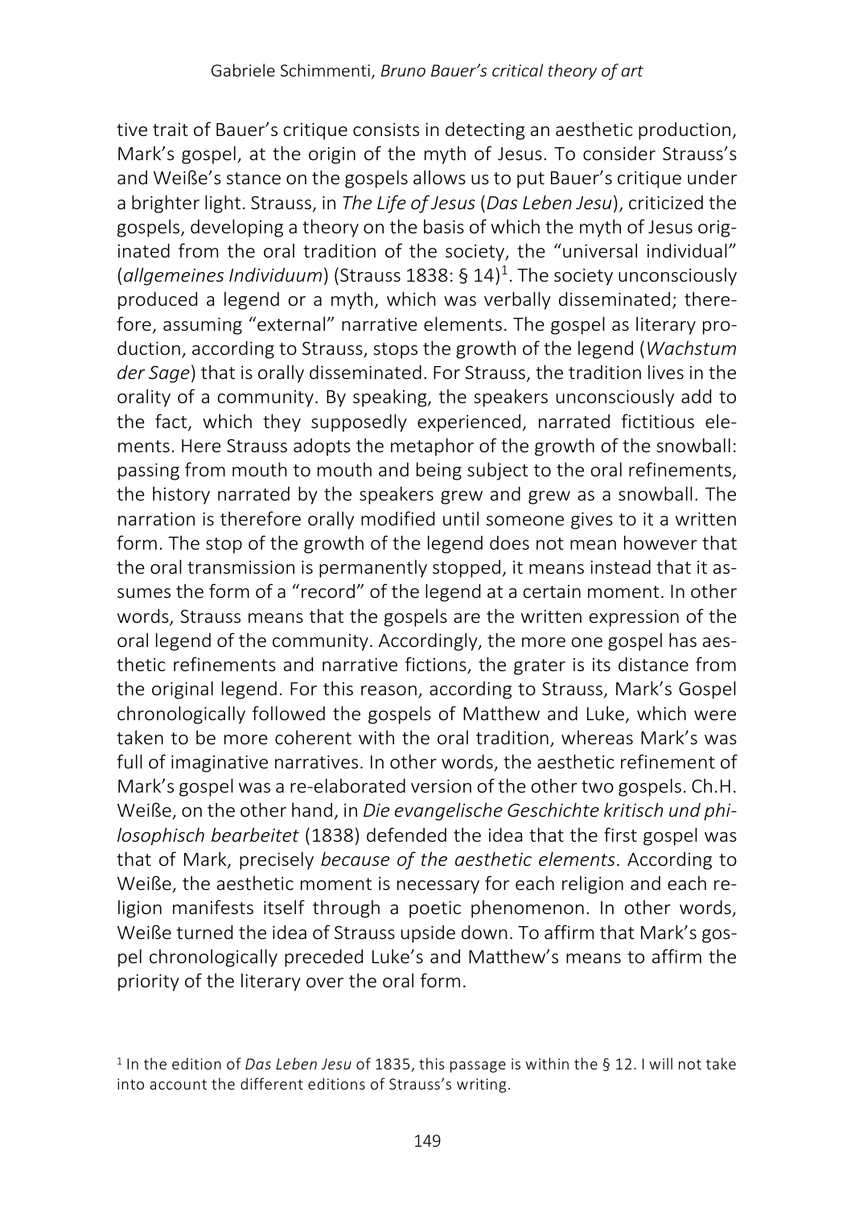tive trait of Bauer's critique consists in detecting an aesthetic production, Mark's gospel, at the origin of the myth of Jesus. To consider Strauss's and Weiße's stance on the gospels allows us to put Bauer's critique under a brighter light. Strauss, in *The Life of Jesus* (*Das Leben Jesu*), criticized the gospels, developing a theory on the basis of which the myth of Jesus originated from the oral tradition of the society, the "universal individual" (*allgemeines Individuum*) (Strauss 1838: § 14)[1]. The society unconsciously produced a legend or a myth, which was verbally disseminated; therefore, assuming "external" narrative elements. The gospel as literary production, according to Strauss, stops the growth of the legend (*Wachstum der Sage*) that is orally disseminated. For Strauss, the tradition lives in the orality of a community. By speaking, the speakers unconsciously add to the fact, which they supposedly experienced, narrated fictitious elements. Here Strauss adopts the metaphor of the growth of the snowball: passing from mouth to mouth and being subject to the oral refinements, the history narrated by the speakers grew and grew as a snowball. The narration is therefore orally modified until someone gives to it a written form. The stop of the growth of the legend does not mean however that the oral transmission is permanently stopped, it means instead that it assumes the form of a "record" of the legend at a certain moment. In other words, Strauss means that the gospels are the written expression of the oral legend of the community. Accordingly, the more one gospel has aesthetic refinements and narrative fictions, the grater is its distance from the original legend. For this reason, according to Strauss, Mark's Gospel chronologically followed the gospels of Matthew and Luke, which were taken to be more coherent with the oral tradition, whereas Mark's was full of imaginative narratives. In other words, the aesthetic refinement of Mark's gospel was a re-elaborated version of the other two gospels. Ch.H. Weiße, on the other hand, in *Die evangelische Geschichte kritisch und philosophisch bearbeitet* (1838) defended the idea that the first gospel was that of Mark, precisely *because of the aesthetic elements*. According to Weiße, the aesthetic moment is necessary for each religion and each religion manifests itself through a poetic phenomenon. In other words, Weiße turned the idea of Strauss upside down. To affirm that Mark's gospel chronologically preceded Luke's and Matthew's means to affirm the priority of the literary over the oral form.

[1] In the edition of *Das Leben Jesu* of 1835, this passage is within the § 12. I will not take into account the different editions of Strauss's writing.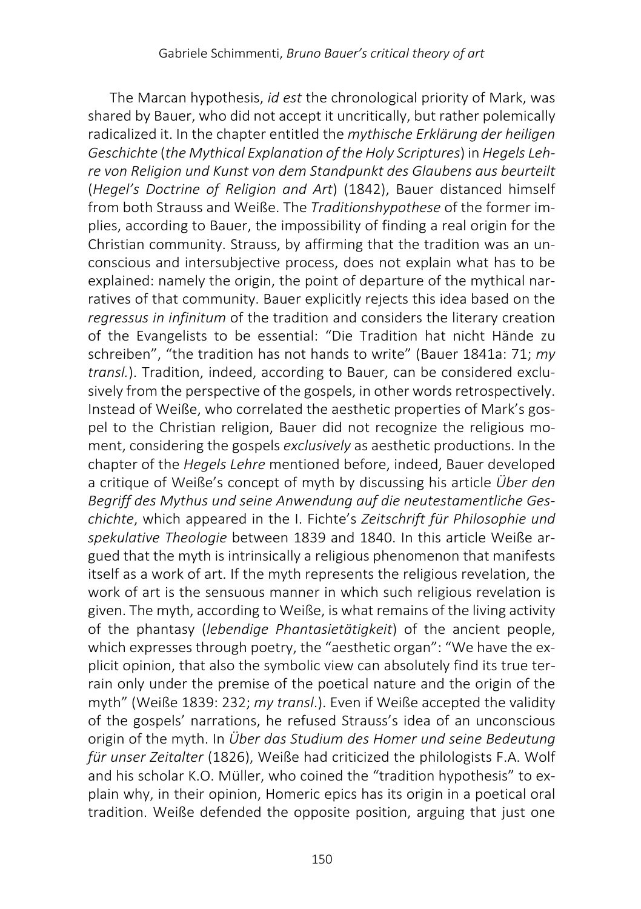The Marcan hypothesis, *id est* the chronological priority of Mark, was shared by Bauer, who did not accept it uncritically, but rather polemically radicalized it. In the chapter entitled the *mythische Erklärung der heiligen Geschichte* (*the Mythical Explanation of the Holy Scriptures*) in *Hegels Lehre von Religion und Kunst von dem Standpunkt des Glaubens aus beurteilt* (*Hegel's Doctrine of Religion and Art*) (1842), Bauer distanced himself from both Strauss and Weiße. The *Traditionshypothese* of the former implies, according to Bauer, the impossibility of finding a real origin for the Christian community. Strauss, by affirming that the tradition was an unconscious and intersubjective process, does not explain what has to be explained: namely the origin, the point of departure of the mythical narratives of that community. Bauer explicitly rejects this idea based on the *regressus in infinitum* of the tradition and considers the literary creation of the Evangelists to be essential: "Die Tradition hat nicht Hände zu schreiben", "the tradition has not hands to write" (Bauer 1841a: 71; *my transl.*). Tradition, indeed, according to Bauer, can be considered exclusively from the perspective of the gospels, in other words retrospectively. Instead of Weiße, who correlated the aesthetic properties of Mark's gospel to the Christian religion, Bauer did not recognize the religious moment, considering the gospels *exclusively* as aesthetic productions. In the chapter of the *Hegels Lehre* mentioned before, indeed, Bauer developed a critique of Weiße's concept of myth by discussing his article *Über den Begriff des Mythus und seine Anwendung auf die neutestamentliche Geschichte*, which appeared in the I. Fichte's *Zeitschrift für Philosophie und spekulative Theologie* between 1839 and 1840. In this article Weiße argued that the myth is intrinsically a religious phenomenon that manifests itself as a work of art. If the myth represents the religious revelation, the work of art is the sensuous manner in which such religious revelation is given. The myth, according to Weiße, is what remains of the living activity of the phantasy (*lebendige Phantasietätigkeit*) of the ancient people, which expresses through poetry, the "aesthetic organ": "We have the explicit opinion, that also the symbolic view can absolutely find its true terrain only under the premise of the poetical nature and the origin of the myth" (Weiße 1839: 232; *my transl*.). Even if Weiße accepted the validity of the gospels' narrations, he refused Strauss's idea of an unconscious origin of the myth. In *Über das Studium des Homer und seine Bedeutung für unser Zeitalter* (1826), Weiße had criticized the philologists F.A. Wolf and his scholar K.O. Müller, who coined the "tradition hypothesis" to explain why, in their opinion, Homeric epics has its origin in a poetical oral tradition. Weiße defended the opposite position, arguing that just one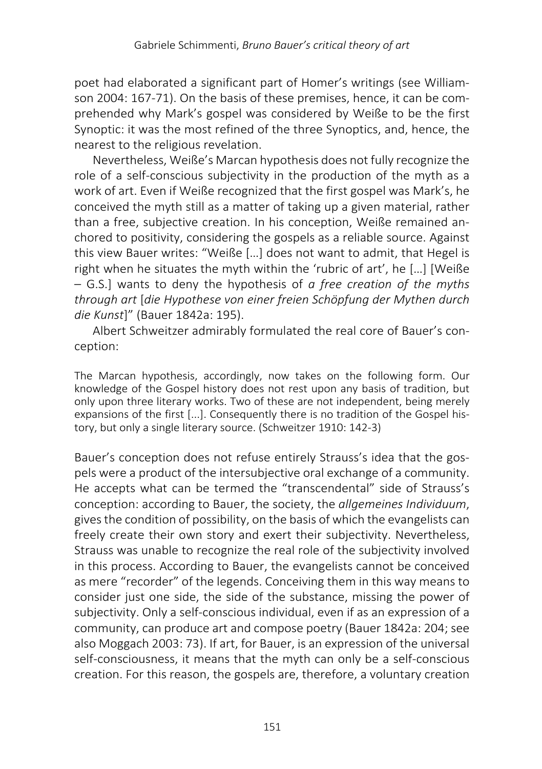poet had elaborated a significant part of Homer's writings (see Williamson 2004: 167-71). On the basis of these premises, hence, it can be comprehended why Mark's gospel was considered by Weiße to be the first Synoptic: it was the most refined of the three Synoptics, and, hence, the nearest to the religious revelation.

Nevertheless, Weiße's Marcan hypothesis does not fully recognize the role of a self-conscious subjectivity in the production of the myth as a work of art. Even if Weiße recognized that the first gospel was Mark's, he conceived the myth still as a matter of taking up a given material, rather than a free, subjective creation. In his conception, Weiße remained anchored to positivity, considering the gospels as a reliable source. Against this view Bauer writes: "Weiße […] does not want to admit, that Hegel is right when he situates the myth within the 'rubric of art', he […] [Weiße – G.S.] wants to deny the hypothesis of *a free creation of the myths through art* [*die Hypothese von einer freien Schöpfung der Mythen durch die Kunst*]" (Bauer 1842a: 195).

Albert Schweitzer admirably formulated the real core of Bauer's conception:

> The Marcan hypothesis, accordingly, now takes on the following form. Our knowledge of the Gospel history does not rest upon any basis of tradition, but only upon three literary works. Two of these are not independent, being merely expansions of the first [...]. Consequently there is no tradition of the Gospel history, but only a single literary source. (Schweitzer 1910: 142-3)

Bauer's conception does not refuse entirely Strauss's idea that the gospels were a product of the intersubjective oral exchange of a community. He accepts what can be termed the "transcendental" side of Strauss's conception: according to Bauer, the society, the *allgemeines Individuum*, gives the condition of possibility, on the basis of which the evangelists can freely create their own story and exert their subjectivity. Nevertheless, Strauss was unable to recognize the real role of the subjectivity involved in this process. According to Bauer, the evangelists cannot be conceived as mere "recorder" of the legends. Conceiving them in this way means to consider just one side, the side of the substance, missing the power of subjectivity. Only a self-conscious individual, even if as an expression of a community, can produce art and compose poetry (Bauer 1842a: 204; see also Moggach 2003: 73). If art, for Bauer, is an expression of the universal self-consciousness, it means that the myth can only be a self-conscious creation. For this reason, the gospels are, therefore, a voluntary creation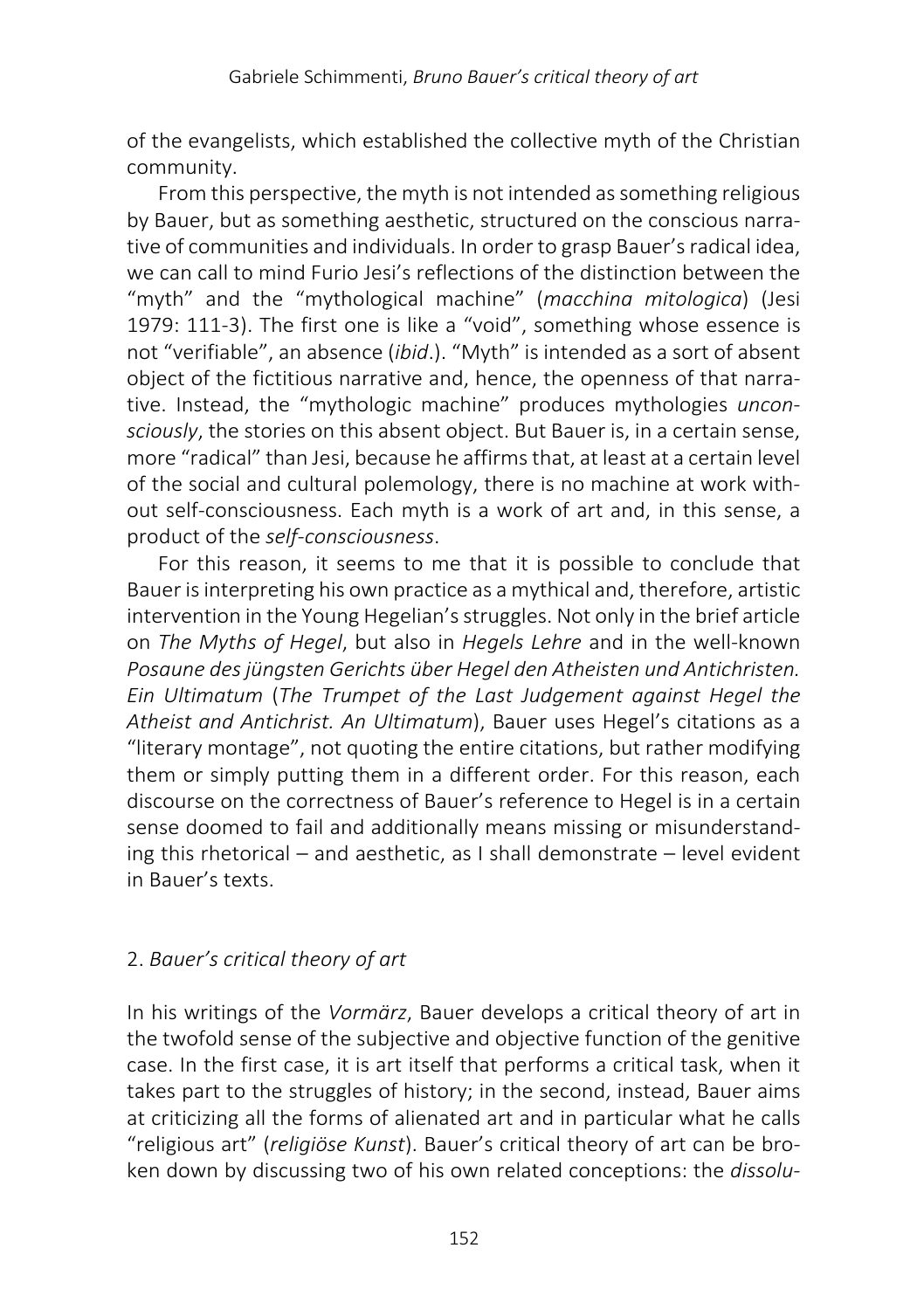of the evangelists, which established the collective myth of the Christian community.

From this perspective, the myth is not intended as something religious by Bauer, but as something aesthetic, structured on the conscious narrative of communities and individuals. In order to grasp Bauer's radical idea, we can call to mind Furio Jesi's reflections of the distinction between the "myth" and the "mythological machine" (*macchina mitologica*) (Jesi 1979: 111-3). The first one is like a "void", something whose essence is not "verifiable", an absence (*ibid*.). "Myth" is intended as a sort of absent object of the fictitious narrative and, hence, the openness of that narrative. Instead, the "mythologic machine" produces mythologies *unconsciously*, the stories on this absent object. But Bauer is, in a certain sense, more "radical" than Jesi, because he affirms that, at least at a certain level of the social and cultural polemology, there is no machine at work without self-consciousness. Each myth is a work of art and, in this sense, a product of the *self-consciousness*.

For this reason, it seems to me that it is possible to conclude that Bauer is interpreting his own practice as a mythical and, therefore, artistic intervention in the Young Hegelian's struggles. Not only in the brief article on *The Myths of Hegel*, but also in *Hegels Lehre* and in the well-known *Posaune des jüngsten Gerichts über Hegel den Atheisten und Antichristen. Ein Ultimatum* (*The Trumpet of the Last Judgement against Hegel the Atheist and Antichrist. An Ultimatum*), Bauer uses Hegel's citations as a "literary montage", not quoting the entire citations, but rather modifying them or simply putting them in a different order. For this reason, each discourse on the correctness of Bauer's reference to Hegel is in a certain sense doomed to fail and additionally means missing or misunderstanding this rhetorical – and aesthetic, as I shall demonstrate – level evident in Bauer's texts.

## 2. *Bauer's critical theory of art*

In his writings of the *Vormärz*, Bauer develops a critical theory of art in the twofold sense of the subjective and objective function of the genitive case. In the first case, it is art itself that performs a critical task, when it takes part to the struggles of history; in the second, instead, Bauer aims at criticizing all the forms of alienated art and in particular what he calls "religious art" (*religiöse Kunst*). Bauer's critical theory of art can be broken down by discussing two of his own related conceptions: the *dissolu-*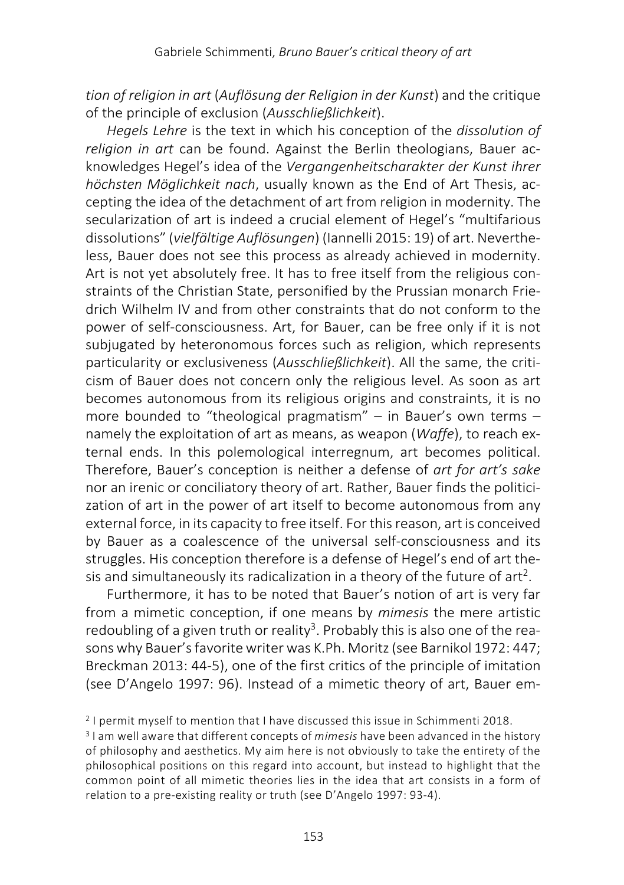*tion of religion in art* (*Auflösung der Religion in der Kunst*) and the critique of the principle of exclusion (*Ausschließlichkeit*).

*Hegels Lehre* is the text in which his conception of the *dissolution of religion in art* can be found. Against the Berlin theologians, Bauer acknowledges Hegel's idea of the *Vergangenheitscharakter der Kunst ihrer höchsten Möglichkeit nach*, usually known as the End of Art Thesis, accepting the idea of the detachment of art from religion in modernity. The secularization of art is indeed a crucial element of Hegel's "multifarious dissolutions" (*vielfältige Auflösungen*) (Iannelli 2015: 19) of art. Nevertheless, Bauer does not see this process as already achieved in modernity. Art is not yet absolutely free. It has to free itself from the religious constraints of the Christian State, personified by the Prussian monarch Friedrich Wilhelm IV and from other constraints that do not conform to the power of self-consciousness. Art, for Bauer, can be free only if it is not subjugated by heteronomous forces such as religion, which represents particularity or exclusiveness (*Ausschließlichkeit*). All the same, the criticism of Bauer does not concern only the religious level. As soon as art becomes autonomous from its religious origins and constraints, it is no more bounded to "theological pragmatism" – in Bauer's own terms – namely the exploitation of art as means, as weapon (*Waffe*), to reach external ends. In this polemological interregnum, art becomes political. Therefore, Bauer's conception is neither a defense of *art for art's sake* nor an irenic or conciliatory theory of art. Rather, Bauer finds the politicization of art in the power of art itself to become autonomous from any external force, in its capacity to free itself. For this reason, art is conceived by Bauer as a coalescence of the universal self-consciousness and its struggles. His conception therefore is a defense of Hegel's end of art thesis and simultaneously its radicalization in a theory of the future of art[2].

Furthermore, it has to be noted that Bauer's notion of art is very far from a mimetic conception, if one means by *mimesis* the mere artistic redoubling of a given truth or reality[3]. Probably this is also one of the reasons why Bauer's favorite writer was K.Ph. Moritz (see Barnikol 1972: 447; Breckman 2013: 44-5), one of the first critics of the principle of imitation (see D'Angelo 1997: 96). Instead of a mimetic theory of art, Bauer em-

[2] I permit myself to mention that I have discussed this issue in Schimmenti 2018.

[3] I am well aware that different concepts of *mimesis* have been advanced in the history of philosophy and aesthetics. My aim here is not obviously to take the entirety of the philosophical positions on this regard into account, but instead to highlight that the common point of all mimetic theories lies in the idea that art consists in a form of relation to a pre-existing reality or truth (see D'Angelo 1997: 93-4).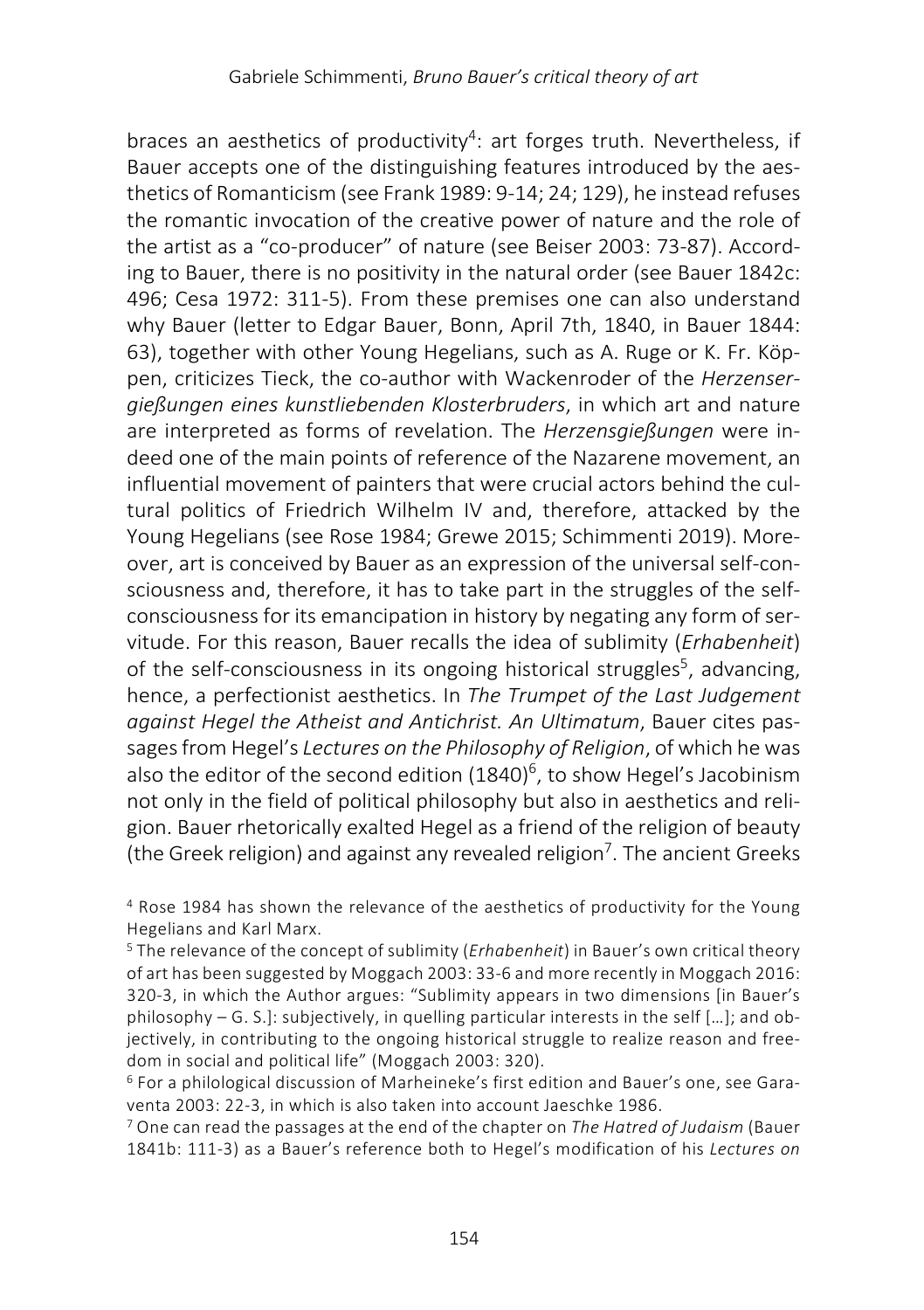braces an aesthetics of productivity[4]: art forges truth. Nevertheless, if Bauer accepts one of the distinguishing features introduced by the aesthetics of Romanticism (see Frank 1989: 9-14; 24; 129), he instead refuses the romantic invocation of the creative power of nature and the role of the artist as a "co-producer" of nature (see Beiser 2003: 73-87). According to Bauer, there is no positivity in the natural order (see Bauer 1842c: 496; Cesa 1972: 311-5). From these premises one can also understand why Bauer (letter to Edgar Bauer, Bonn, April 7th, 1840, in Bauer 1844: 63), together with other Young Hegelians, such as A. Ruge or K. Fr. Köppen, criticizes Tieck, the co-author with Wackenroder of the *Herzensergießungen eines kunstliebenden Klosterbruders*, in which art and nature are interpreted as forms of revelation. The *Herzensgießungen* were indeed one of the main points of reference of the Nazarene movement, an influential movement of painters that were crucial actors behind the cultural politics of Friedrich Wilhelm IV and, therefore, attacked by the Young Hegelians (see Rose 1984; Grewe 2015; Schimmenti 2019). Moreover, art is conceived by Bauer as an expression of the universal self-consciousness and, therefore, it has to take part in the struggles of the self-consciousness for its emancipation in history by negating any form of servitude. For this reason, Bauer recalls the idea of sublimity (*Erhabenheit*) of the self-consciousness in its ongoing historical struggles[5], advancing, hence, a perfectionist aesthetics. In *The Trumpet of the Last Judgement against Hegel the Atheist and Antichrist. An Ultimatum*, Bauer cites passages from Hegel's *Lectures on the Philosophy of Religion*, of which he was also the editor of the second edition (1840)[6], to show Hegel's Jacobinism not only in the field of political philosophy but also in aesthetics and religion. Bauer rhetorically exalted Hegel as a friend of the religion of beauty (the Greek religion) and against any revealed religion[7]. The ancient Greeks

[4] Rose 1984 has shown the relevance of the aesthetics of productivity for the Young Hegelians and Karl Marx.

[5] The relevance of the concept of sublimity (*Erhabenheit*) in Bauer's own critical theory of art has been suggested by Moggach 2003: 33-6 and more recently in Moggach 2016: 320-3, in which the Author argues: "Sublimity appears in two dimensions [in Bauer's philosophy – G. S.]: subjectively, in quelling particular interests in the self […]; and objectively, in contributing to the ongoing historical struggle to realize reason and freedom in social and political life" (Moggach 2003: 320).

[6] For a philological discussion of Marheineke's first edition and Bauer's one, see Garaventa 2003: 22-3, in which is also taken into account Jaeschke 1986.

[7] One can read the passages at the end of the chapter on *The Hatred of Judaism* (Bauer 1841b: 111-3) as a Bauer's reference both to Hegel's modification of his *Lectures on*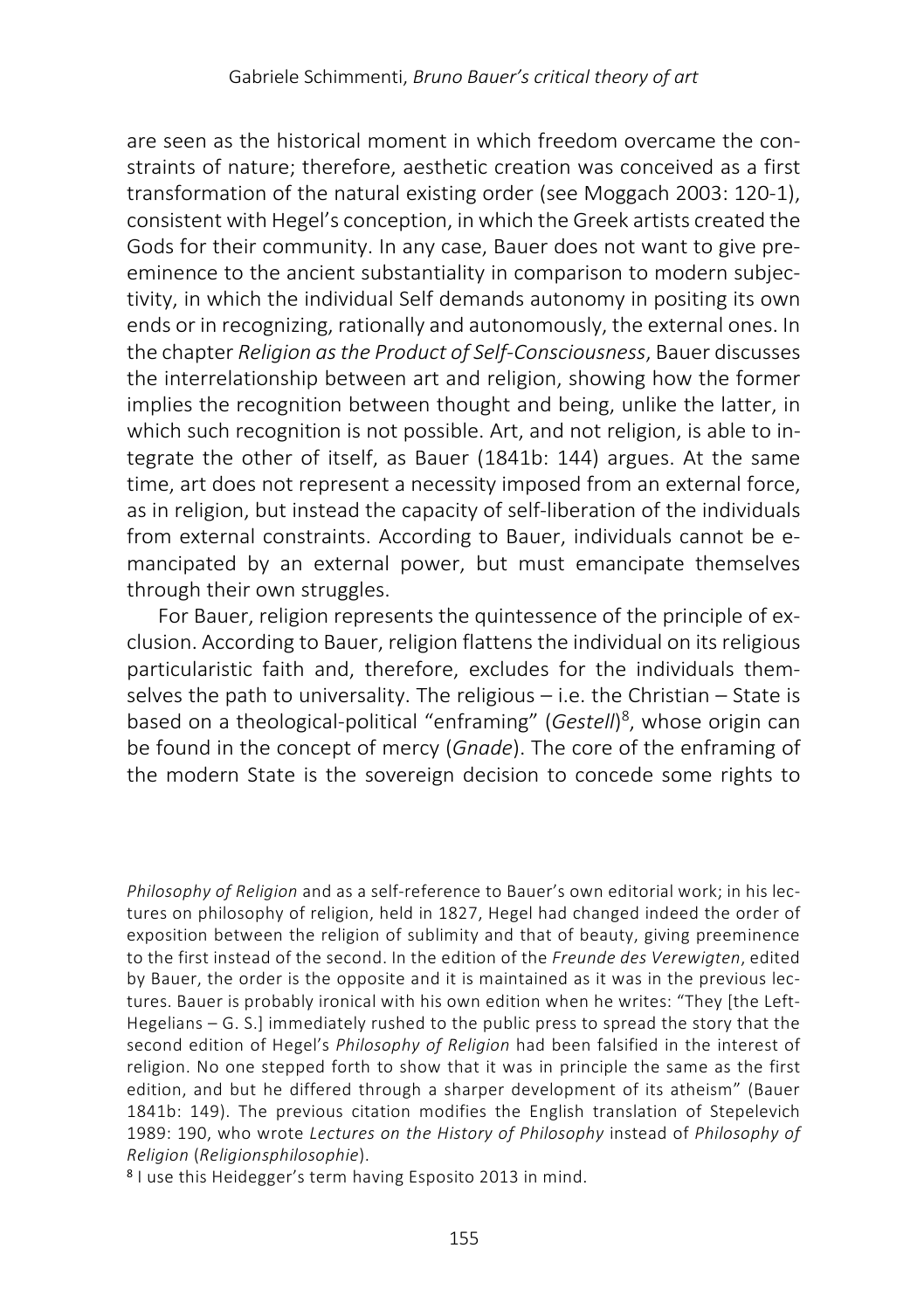are seen as the historical moment in which freedom overcame the constraints of nature; therefore, aesthetic creation was conceived as a first transformation of the natural existing order (see Moggach 2003: 120-1), consistent with Hegel's conception, in which the Greek artists created the Gods for their community. In any case, Bauer does not want to give preeminence to the ancient substantiality in comparison to modern subjectivity, in which the individual Self demands autonomy in positing its own ends or in recognizing, rationally and autonomously, the external ones. In the chapter *Religion as the Product of Self-Consciousness*, Bauer discusses the interrelationship between art and religion, showing how the former implies the recognition between thought and being, unlike the latter, in which such recognition is not possible. Art, and not religion, is able to integrate the other of itself, as Bauer (1841b: 144) argues. At the same time, art does not represent a necessity imposed from an external force, as in religion, but instead the capacity of self-liberation of the individuals from external constraints. According to Bauer, individuals cannot be emancipated by an external power, but must emancipate themselves through their own struggles.

For Bauer, religion represents the quintessence of the principle of exclusion. According to Bauer, religion flattens the individual on its religious particularistic faith and, therefore, excludes for the individuals themselves the path to universality. The religious – i.e. the Christian – State is based on a theological-political "enframing" (*Gestell*)[8], whose origin can be found in the concept of mercy (*Gnade*). The core of the enframing of the modern State is the sovereign decision to concede some rights to

*Philosophy of Religion* and as a self-reference to Bauer's own editorial work; in his lectures on philosophy of religion, held in 1827, Hegel had changed indeed the order of exposition between the religion of sublimity and that of beauty, giving preeminence to the first instead of the second. In the edition of the *Freunde des Verewigten*, edited by Bauer, the order is the opposite and it is maintained as it was in the previous lectures. Bauer is probably ironical with his own edition when he writes: "They [the Left-Hegelians – G. S.] immediately rushed to the public press to spread the story that the second edition of Hegel's *Philosophy of Religion* had been falsified in the interest of religion. No one stepped forth to show that it was in principle the same as the first edition, and but he differed through a sharper development of its atheism" (Bauer 1841b: 149). The previous citation modifies the English translation of Stepelevich 1989: 190, who wrote *Lectures on the History of Philosophy* instead of *Philosophy of Religion* (*Religionsphilosophie*).

[8] I use this Heidegger's term having Esposito 2013 in mind.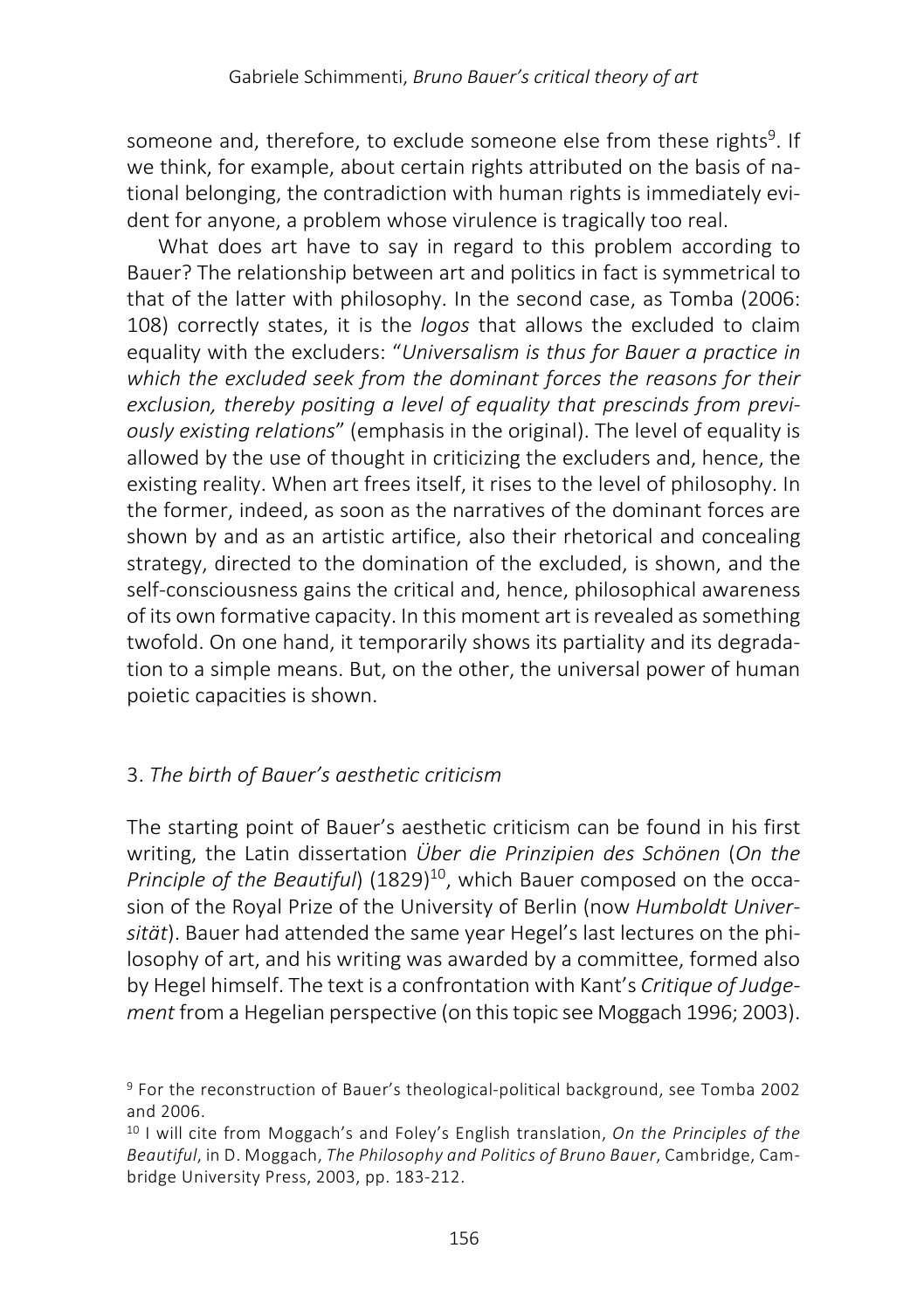someone and, therefore, to exclude someone else from these rights[9]. If we think, for example, about certain rights attributed on the basis of national belonging, the contradiction with human rights is immediately evident for anyone, a problem whose virulence is tragically too real.

What does art have to say in regard to this problem according to Bauer? The relationship between art and politics in fact is symmetrical to that of the latter with philosophy. In the second case, as Tomba (2006: 108) correctly states, it is the *logos* that allows the excluded to claim equality with the excluders: "*Universalism is thus for Bauer a practice in which the excluded seek from the dominant forces the reasons for their exclusion, thereby positing a level of equality that prescinds from previously existing relations*" (emphasis in the original). The level of equality is allowed by the use of thought in criticizing the excluders and, hence, the existing reality. When art frees itself, it rises to the level of philosophy. In the former, indeed, as soon as the narratives of the dominant forces are shown by and as an artistic artifice, also their rhetorical and concealing strategy, directed to the domination of the excluded, is shown, and the self-consciousness gains the critical and, hence, philosophical awareness of its own formative capacity. In this moment art is revealed as something twofold. On one hand, it temporarily shows its partiality and its degradation to a simple means. But, on the other, the universal power of human poietic capacities is shown.

## 3. *The birth of Bauer's aesthetic criticism*

The starting point of Bauer's aesthetic criticism can be found in his first writing, the Latin dissertation *Über die Prinzipien des Schönen* (*On the Principle of the Beautiful*) (1829)[10], which Bauer composed on the occasion of the Royal Prize of the University of Berlin (now *Humboldt Universität*). Bauer had attended the same year Hegel's last lectures on the philosophy of art, and his writing was awarded by a committee, formed also by Hegel himself. The text is a confrontation with Kant's *Critique of Judgement* from a Hegelian perspective (on this topic see Moggach 1996; 2003).

[9] For the reconstruction of Bauer's theological-political background, see Tomba 2002 and 2006.

[10] I will cite from Moggach's and Foley's English translation, *On the Principles of the Beautiful*, in D. Moggach, *The Philosophy and Politics of Bruno Bauer*, Cambridge, Cambridge University Press, 2003, pp. 183-212.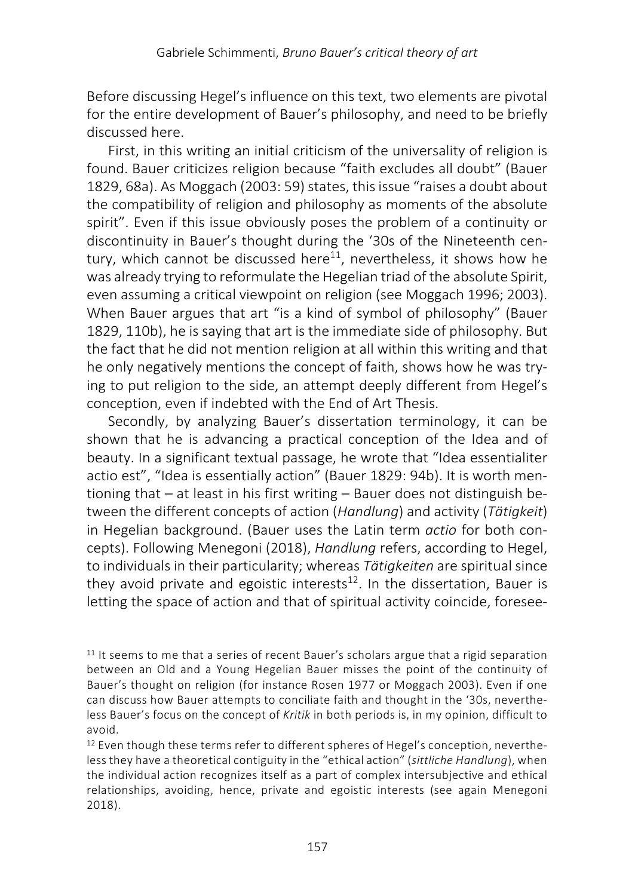Before discussing Hegel's influence on this text, two elements are pivotal for the entire development of Bauer's philosophy, and need to be briefly discussed here.

First, in this writing an initial criticism of the universality of religion is found. Bauer criticizes religion because "faith excludes all doubt" (Bauer 1829, 68a). As Moggach (2003: 59) states, this issue "raises a doubt about the compatibility of religion and philosophy as moments of the absolute spirit". Even if this issue obviously poses the problem of a continuity or discontinuity in Bauer's thought during the '30s of the Nineteenth century, which cannot be discussed here[11], nevertheless, it shows how he was already trying to reformulate the Hegelian triad of the absolute Spirit, even assuming a critical viewpoint on religion (see Moggach 1996; 2003). When Bauer argues that art "is a kind of symbol of philosophy" (Bauer 1829, 110b), he is saying that art is the immediate side of philosophy. But the fact that he did not mention religion at all within this writing and that he only negatively mentions the concept of faith, shows how he was trying to put religion to the side, an attempt deeply different from Hegel's conception, even if indebted with the End of Art Thesis.

Secondly, by analyzing Bauer's dissertation terminology, it can be shown that he is advancing a practical conception of the Idea and of beauty. In a significant textual passage, he wrote that "Idea essentialiter actio est", "Idea is essentially action" (Bauer 1829: 94b). It is worth mentioning that – at least in his first writing – Bauer does not distinguish between the different concepts of action (*Handlung*) and activity (*Tätigkeit*) in Hegelian background. (Bauer uses the Latin term *actio* for both concepts). Following Menegoni (2018), *Handlung* refers, according to Hegel, to individuals in their particularity; whereas *Tätigkeiten* are spiritual since they avoid private and egoistic interests[12]. In the dissertation, Bauer is letting the space of action and that of spiritual activity coincide, foresee-

[11] It seems to me that a series of recent Bauer's scholars argue that a rigid separation between an Old and a Young Hegelian Bauer misses the point of the continuity of Bauer's thought on religion (for instance Rosen 1977 or Moggach 2003). Even if one can discuss how Bauer attempts to conciliate faith and thought in the '30s, nevertheless Bauer's focus on the concept of *Kritik* in both periods is, in my opinion, difficult to avoid.

[12] Even though these terms refer to different spheres of Hegel's conception, nevertheless they have a theoretical contiguity in the "ethical action" (*sittliche Handlung*), when the individual action recognizes itself as a part of complex intersubjective and ethical relationships, avoiding, hence, private and egoistic interests (see again Menegoni 2018).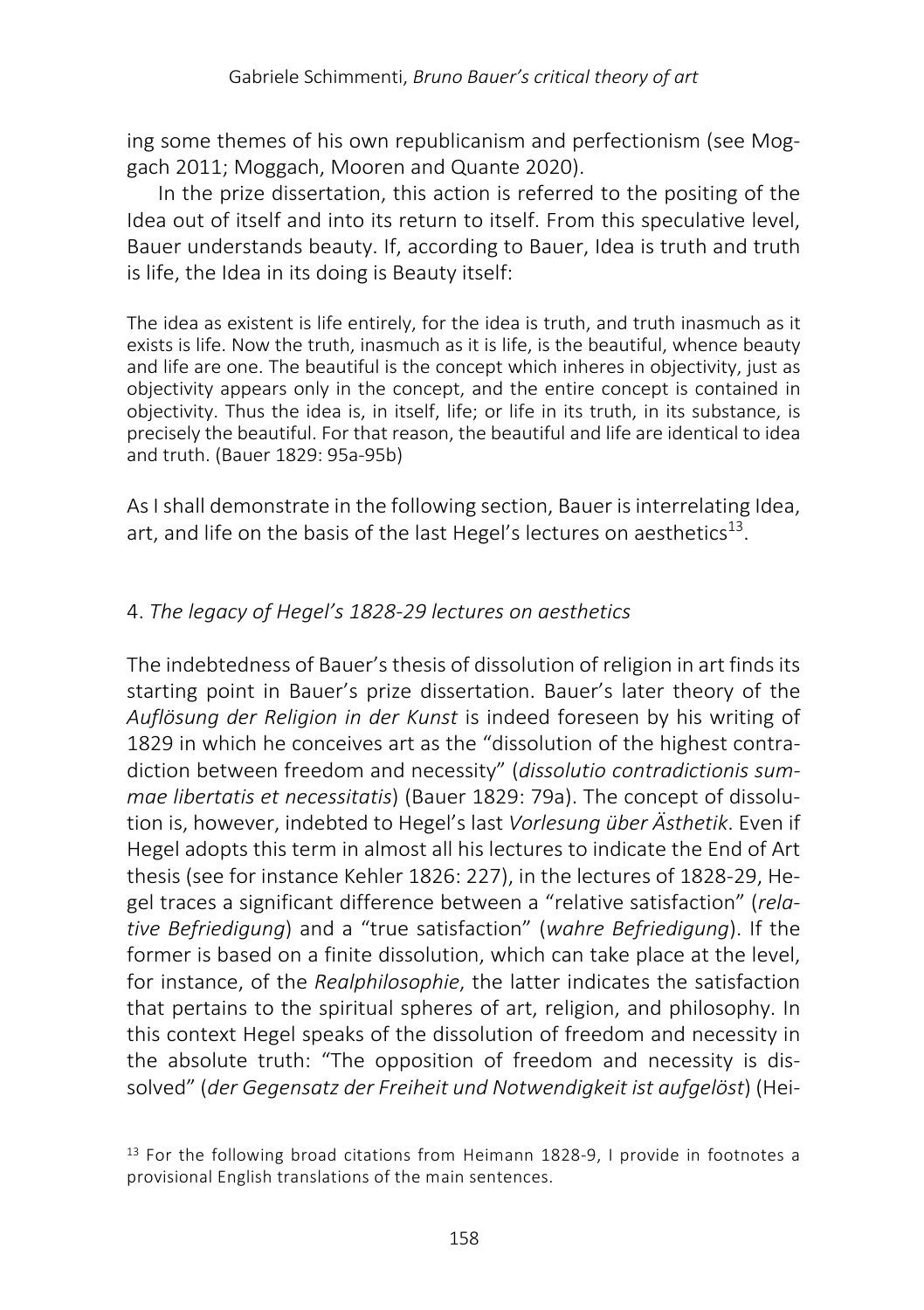ing some themes of his own republicanism and perfectionism (see Moggach 2011; Moggach, Mooren and Quante 2020).

In the prize dissertation, this action is referred to the positing of the Idea out of itself and into its return to itself. From this speculative level, Bauer understands beauty. If, according to Bauer, Idea is truth and truth is life, the Idea in its doing is Beauty itself:

> The idea as existent is life entirely, for the idea is truth, and truth inasmuch as it exists is life. Now the truth, inasmuch as it is life, is the beautiful, whence beauty and life are one. The beautiful is the concept which inheres in objectivity, just as objectivity appears only in the concept, and the entire concept is contained in objectivity. Thus the idea is, in itself, life; or life in its truth, in its substance, is precisely the beautiful. For that reason, the beautiful and life are identical to idea and truth. (Bauer 1829: 95a-95b)

As I shall demonstrate in the following section, Bauer is interrelating Idea, art, and life on the basis of the last Hegel's lectures on aesthetics[13].

## 4. *The legacy of Hegel's 1828-29 lectures on aesthetics*

The indebtedness of Bauer's thesis of dissolution of religion in art finds its starting point in Bauer's prize dissertation. Bauer's later theory of the *Auflösung der Religion in der Kunst* is indeed foreseen by his writing of 1829 in which he conceives art as the "dissolution of the highest contradiction between freedom and necessity" (*dissolutio contradictionis summae libertatis et necessitatis*) (Bauer 1829: 79a). The concept of dissolution is, however, indebted to Hegel's last *Vorlesung über Ästhetik*. Even if Hegel adopts this term in almost all his lectures to indicate the End of Art thesis (see for instance Kehler 1826: 227), in the lectures of 1828-29, Hegel traces a significant difference between a "relative satisfaction" (*relative Befriedigung*) and a "true satisfaction" (*wahre Befriedigung*). If the former is based on a finite dissolution, which can take place at the level, for instance, of the *Realphilosophie*, the latter indicates the satisfaction that pertains to the spiritual spheres of art, religion, and philosophy. In this context Hegel speaks of the dissolution of freedom and necessity in the absolute truth: "The opposition of freedom and necessity is dissolved" (*der Gegensatz der Freiheit und Notwendigkeit ist aufgelöst*) (Hei-

[13] For the following broad citations from Heimann 1828-9, I provide in footnotes a provisional English translations of the main sentences.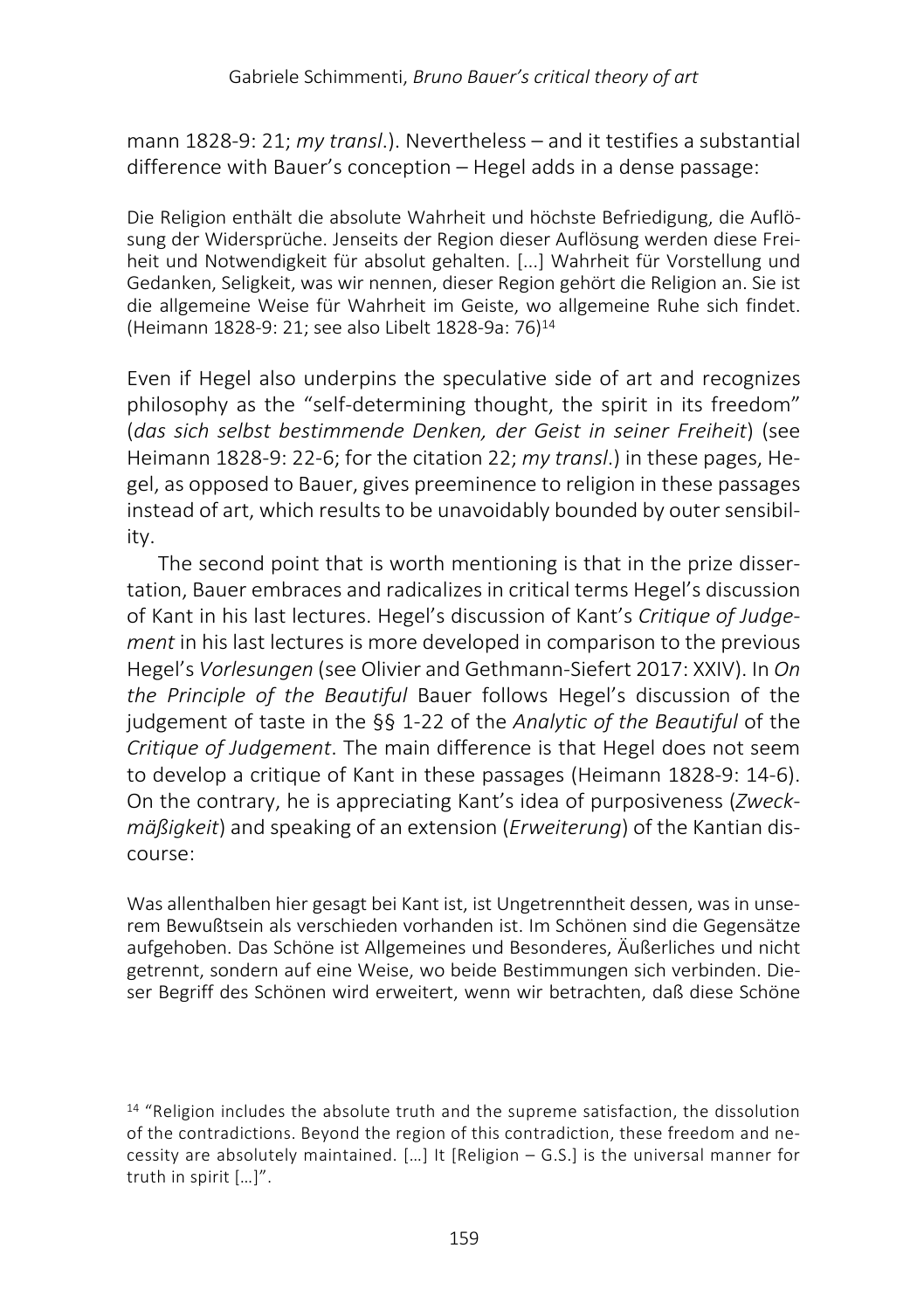mann 1828-9: 21; *my transl*.). Nevertheless – and it testifies a substantial difference with Bauer's conception – Hegel adds in a dense passage:

> Die Religion enthält die absolute Wahrheit und höchste Befriedigung, die Auflösung der Widersprüche. Jenseits der Region dieser Auflösung werden diese Freiheit und Notwendigkeit für absolut gehalten. [...] Wahrheit für Vorstellung und Gedanken, Seligkeit, was wir nennen, dieser Region gehört die Religion an. Sie ist die allgemeine Weise für Wahrheit im Geiste, wo allgemeine Ruhe sich findet. (Heimann 1828-9: 21; see also Libelt 1828-9a: 76)[14]

Even if Hegel also underpins the speculative side of art and recognizes philosophy as the "self-determining thought, the spirit in its freedom" (*das sich selbst bestimmende Denken, der Geist in seiner Freiheit*) (see Heimann 1828-9: 22-6; for the citation 22; *my transl*.) in these pages, Hegel, as opposed to Bauer, gives preeminence to religion in these passages instead of art, which results to be unavoidably bounded by outer sensibility.

The second point that is worth mentioning is that in the prize dissertation, Bauer embraces and radicalizes in critical terms Hegel's discussion of Kant in his last lectures. Hegel's discussion of Kant's *Critique of Judgement* in his last lectures is more developed in comparison to the previous Hegel's *Vorlesungen* (see Olivier and Gethmann-Siefert 2017: XXIV). In *On the Principle of the Beautiful* Bauer follows Hegel's discussion of the judgement of taste in the §§ 1-22 of the *Analytic of the Beautiful* of the *Critique of Judgement*. The main difference is that Hegel does not seem to develop a critique of Kant in these passages (Heimann 1828-9: 14-6). On the contrary, he is appreciating Kant's idea of purposiveness (*Zweckmäßigkeit*) and speaking of an extension (*Erweiterung*) of the Kantian discourse:

> Was allenthalben hier gesagt bei Kant ist, ist Ungetrenntheit dessen, was in unserem Bewußtsein als verschieden vorhanden ist. Im Schönen sind die Gegensätze aufgehoben. Das Schöne ist Allgemeines und Besonderes, Äußerliches und nicht getrennt, sondern auf eine Weise, wo beide Bestimmungen sich verbinden. Dieser Begriff des Schönen wird erweitert, wenn wir betrachten, daß diese Schöne

[14] "Religion includes the absolute truth and the supreme satisfaction, the dissolution of the contradictions. Beyond the region of this contradiction, these freedom and necessity are absolutely maintained. […] It [Religion – G.S.] is the universal manner for truth in spirit […]".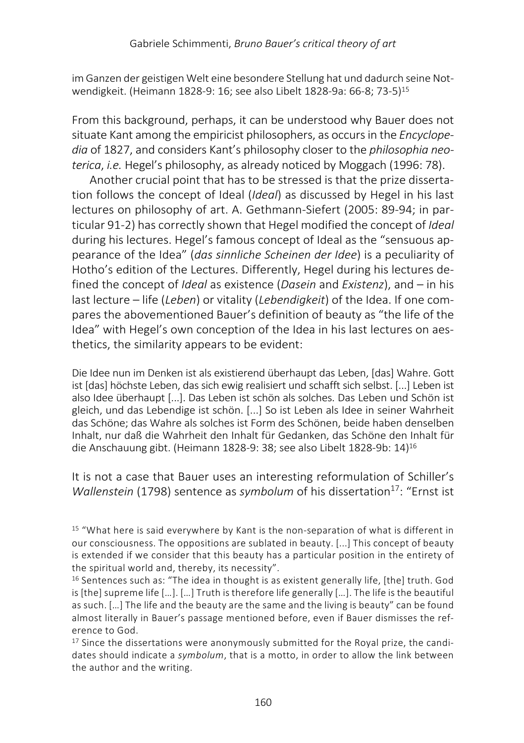im Ganzen der geistigen Welt eine besondere Stellung hat und dadurch seine Notwendigkeit. (Heimann 1828-9: 16; see also Libelt 1828-9a: 66-8; 73-5)[15]

From this background, perhaps, it can be understood why Bauer does not situate Kant among the empiricist philosophers, as occurs in the *Encyclopedia* of 1827, and considers Kant's philosophy closer to the *philosophia neoterica*, *i.e.* Hegel's philosophy, as already noticed by Moggach (1996: 78).

Another crucial point that has to be stressed is that the prize dissertation follows the concept of Ideal (*Ideal*) as discussed by Hegel in his last lectures on philosophy of art. A. Gethmann-Siefert (2005: 89-94; in particular 91-2) has correctly shown that Hegel modified the concept of *Ideal* during his lectures. Hegel's famous concept of Ideal as the "sensuous appearance of the Idea" (*das sinnliche Scheinen der Idee*) is a peculiarity of Hotho's edition of the Lectures. Differently, Hegel during his lectures defined the concept of *Ideal* as existence (*Dasein* and *Existenz*), and – in his last lecture – life (*Leben*) or vitality (*Lebendigkeit*) of the Idea. If one compares the abovementioned Bauer's definition of beauty as "the life of the Idea" with Hegel's own conception of the Idea in his last lectures on aesthetics, the similarity appears to be evident:

Die Idee nun im Denken ist als existierend überhaupt das Leben, [das] Wahre. Gott ist [das] höchste Leben, das sich ewig realisiert und schafft sich selbst. [...] Leben ist also Idee überhaupt [...]. Das Leben ist schön als solches. Das Leben und Schön ist gleich, und das Lebendige ist schön. [...] So ist Leben als Idee in seiner Wahrheit das Schöne; das Wahre als solches ist Form des Schönen, beide haben denselben Inhalt, nur daß die Wahrheit den Inhalt für Gedanken, das Schöne den Inhalt für die Anschauung gibt. (Heimann 1828-9: 38; see also Libelt 1828-9b: 14)[16]

It is not a case that Bauer uses an interesting reformulation of Schiller's *Wallenstein* (1798) sentence as *symbolum* of his dissertation[17]: "Ernst ist

[15] "What here is said everywhere by Kant is the non-separation of what is different in our consciousness. The oppositions are sublated in beauty. [...] This concept of beauty is extended if we consider that this beauty has a particular position in the entirety of the spiritual world and, thereby, its necessity".

[16] Sentences such as: "The idea in thought is as existent generally life, [the] truth. God is [the] supreme life […]. […] Truth is therefore life generally […]. The life is the beautiful as such. […] The life and the beauty are the same and the living is beauty" can be found almost literally in Bauer's passage mentioned before, even if Bauer dismisses the reference to God.

[17] Since the dissertations were anonymously submitted for the Royal prize, the candidates should indicate a *symbolum*, that is a motto, in order to allow the link between the author and the writing.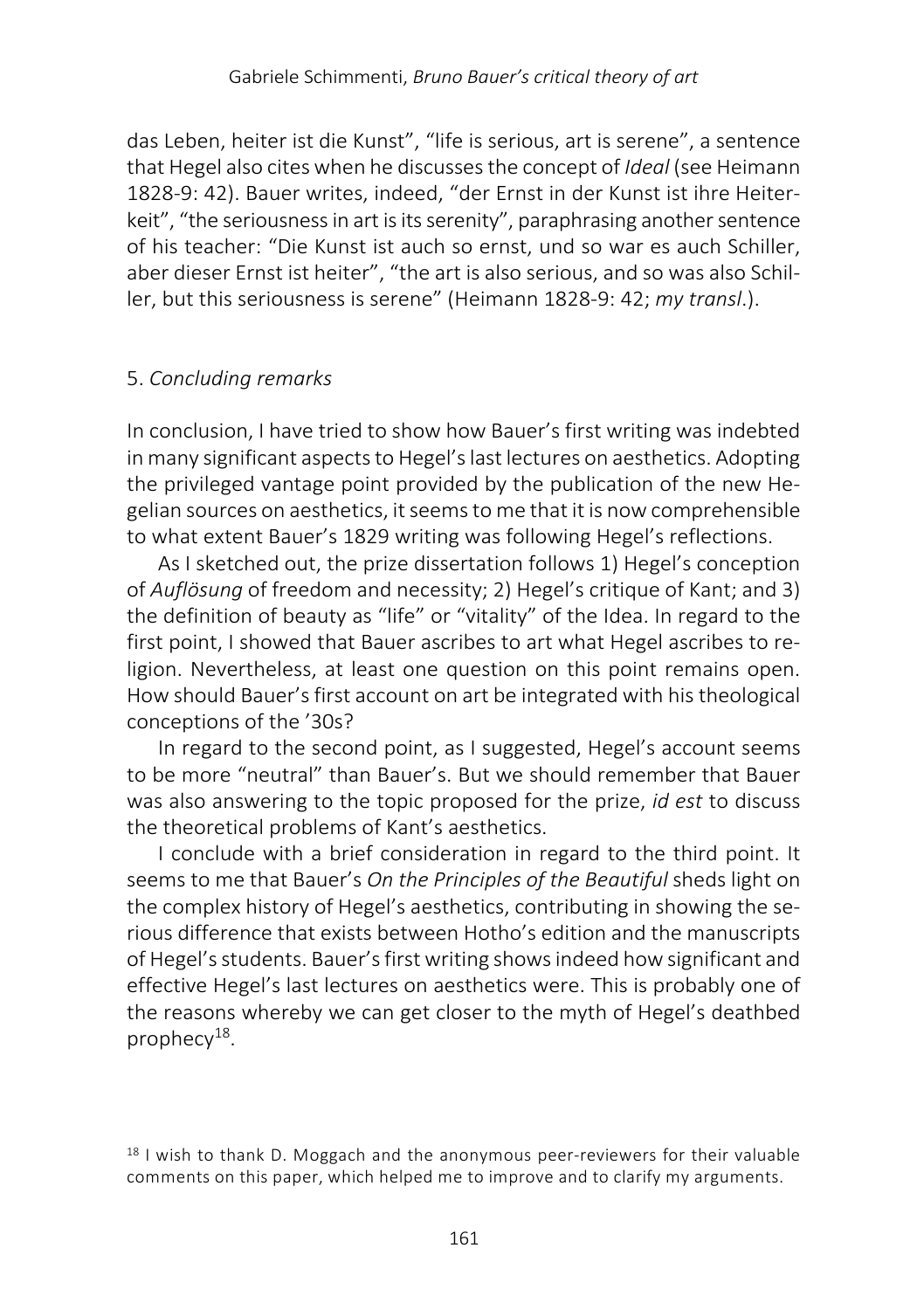das Leben, heiter ist die Kunst", "life is serious, art is serene", a sentence that Hegel also cites when he discusses the concept of *Ideal* (see Heimann 1828-9: 42). Bauer writes, indeed, "der Ernst in der Kunst ist ihre Heiterkeit", "the seriousness in art is its serenity", paraphrasing another sentence of his teacher: "Die Kunst ist auch so ernst, und so war es auch Schiller, aber dieser Ernst ist heiter", "the art is also serious, and so was also Schiller, but this seriousness is serene" (Heimann 1828-9: 42; *my transl*.).

## 5. *Concluding remarks*

In conclusion, I have tried to show how Bauer's first writing was indebted in many significant aspects to Hegel's last lectures on aesthetics. Adopting the privileged vantage point provided by the publication of the new Hegelian sources on aesthetics, it seems to me that it is now comprehensible to what extent Bauer's 1829 writing was following Hegel's reflections.

As I sketched out, the prize dissertation follows 1) Hegel's conception of *Auflösung* of freedom and necessity; 2) Hegel's critique of Kant; and 3) the definition of beauty as "life" or "vitality" of the Idea. In regard to the first point, I showed that Bauer ascribes to art what Hegel ascribes to religion. Nevertheless, at least one question on this point remains open. How should Bauer's first account on art be integrated with his theological conceptions of the '30s?

In regard to the second point, as I suggested, Hegel's account seems to be more "neutral" than Bauer's. But we should remember that Bauer was also answering to the topic proposed for the prize, *id est* to discuss the theoretical problems of Kant's aesthetics.

I conclude with a brief consideration in regard to the third point. It seems to me that Bauer's *On the Principles of the Beautiful* sheds light on the complex history of Hegel's aesthetics, contributing in showing the serious difference that exists between Hotho's edition and the manuscripts of Hegel's students. Bauer's first writing shows indeed how significant and effective Hegel's last lectures on aesthetics were. This is probably one of the reasons whereby we can get closer to the myth of Hegel's deathbed prophecy[18].

[18] I wish to thank D. Moggach and the anonymous peer-reviewers for their valuable comments on this paper, which helped me to improve and to clarify my arguments.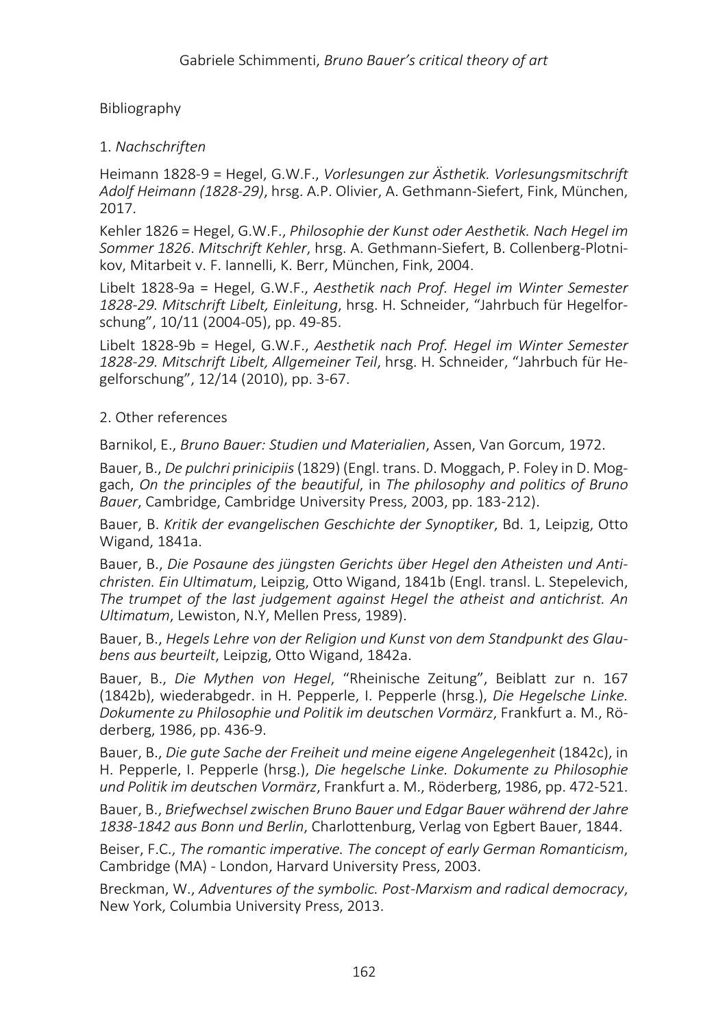Bibliography

1. *Nachschriften*

Heimann 1828-9 = Hegel, G.W.F., *Vorlesungen zur Ästhetik. Vorlesungsmitschrift Adolf Heimann (1828-29)*, hrsg. A.P. Olivier, A. Gethmann-Siefert, Fink, München, 2017.

Kehler 1826 = Hegel, G.W.F., *Philosophie der Kunst oder Aesthetik. Nach Hegel im Sommer 1826*. *Mitschrift Kehler*, hrsg. A. Gethmann-Siefert, B. Collenberg-Plotnikov, Mitarbeit v. F. Iannelli, K. Berr, München, Fink, 2004.

Libelt 1828-9a = Hegel, G.W.F., *Aesthetik nach Prof. Hegel im Winter Semester 1828-29. Mitschrift Libelt, Einleitung*, hrsg. H. Schneider, "Jahrbuch für Hegelforschung", 10/11 (2004-05), pp. 49-85.

Libelt 1828-9b = Hegel, G.W.F., *Aesthetik nach Prof. Hegel im Winter Semester 1828-29. Mitschrift Libelt, Allgemeiner Teil*, hrsg. H. Schneider, "Jahrbuch für Hegelforschung", 12/14 (2010), pp. 3-67.

2. Other references

Barnikol, E., *Bruno Bauer: Studien und Materialien*, Assen, Van Gorcum, 1972.

Bauer, B., *De pulchri prinicipiis* (1829) (Engl. trans. D. Moggach, P. Foley in D. Moggach, *On the principles of the beautiful*, in *The philosophy and politics of Bruno Bauer*, Cambridge, Cambridge University Press, 2003, pp. 183-212).

Bauer, B. *Kritik der evangelischen Geschichte der Synoptiker*, Bd. 1, Leipzig, Otto Wigand, 1841a.

Bauer, B., *Die Posaune des jüngsten Gerichts über Hegel den Atheisten und Antichristen. Ein Ultimatum*, Leipzig, Otto Wigand, 1841b (Engl. transl. L. Stepelevich, *The trumpet of the last judgement against Hegel the atheist and antichrist. An Ultimatum*, Lewiston, N.Y, Mellen Press, 1989).

Bauer, B., *Hegels Lehre von der Religion und Kunst von dem Standpunkt des Glaubens aus beurteilt*, Leipzig, Otto Wigand, 1842a.

Bauer, B., *Die Mythen von Hegel*, "Rheinische Zeitung", Beiblatt zur n. 167 (1842b), wiederabgedr. in H. Pepperle, I. Pepperle (hrsg.), *Die Hegelsche Linke. Dokumente zu Philosophie und Politik im deutschen Vormärz*, Frankfurt a. M., Röderberg, 1986, pp. 436-9.

Bauer, B., *Die gute Sache der Freiheit und meine eigene Angelegenheit* (1842c), in H. Pepperle, I. Pepperle (hrsg.), *Die hegelsche Linke. Dokumente zu Philosophie und Politik im deutschen Vormärz*, Frankfurt a. M., Röderberg, 1986, pp. 472-521.

Bauer, B., *Briefwechsel zwischen Bruno Bauer und Edgar Bauer während der Jahre 1838-1842 aus Bonn und Berlin*, Charlottenburg, Verlag von Egbert Bauer, 1844.

Beiser, F.C., *The romantic imperative. The concept of early German Romanticism*, Cambridge (MA) - London, Harvard University Press, 2003.

Breckman, W., *Adventures of the symbolic. Post-Marxism and radical democracy*, New York, Columbia University Press, 2013.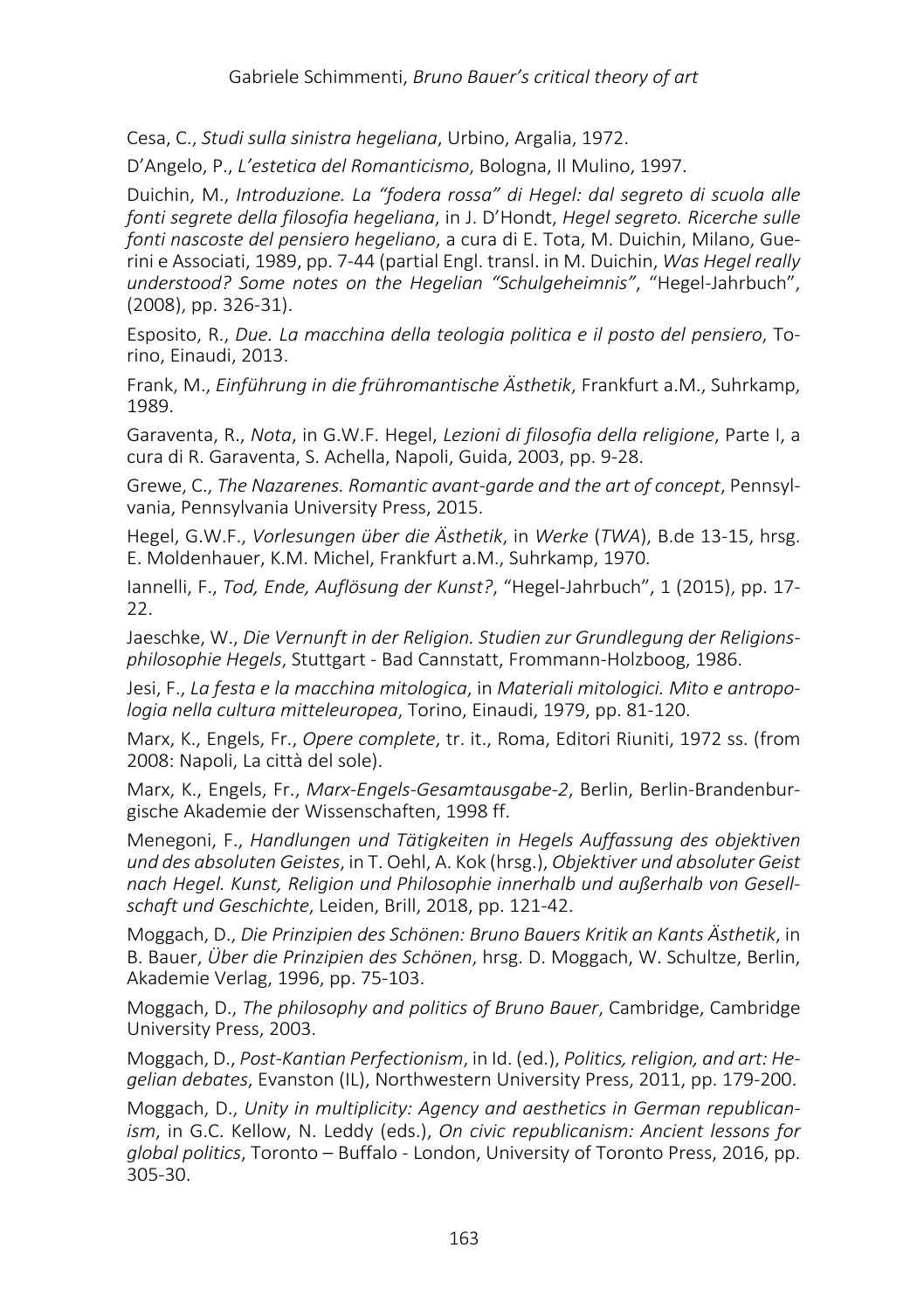Cesa, C., *Studi sulla sinistra hegeliana*, Urbino, Argalia, 1972.

D'Angelo, P., *L'estetica del Romanticismo*, Bologna, Il Mulino, 1997.

Duichin, M., *Introduzione. La "fodera rossa" di Hegel: dal segreto di scuola alle fonti segrete della filosofia hegeliana*, in J. D'Hondt, *Hegel segreto. Ricerche sulle fonti nascoste del pensiero hegeliano*, a cura di E. Tota, M. Duichin, Milano, Guerini e Associati, 1989, pp. 7-44 (partial Engl. transl. in M. Duichin, *Was Hegel really understood? Some notes on the Hegelian "Schulgeheimnis"*, "Hegel-Jahrbuch", (2008), pp. 326-31).

Esposito, R., *Due. La macchina della teologia politica e il posto del pensiero*, Torino, Einaudi, 2013.

Frank, M., *Einführung in die frühromantische Ästhetik*, Frankfurt a.M., Suhrkamp, 1989.

Garaventa, R., *Nota*, in G.W.F. Hegel, *Lezioni di filosofia della religione*, Parte I, a cura di R. Garaventa, S. Achella, Napoli, Guida, 2003, pp. 9-28.

Grewe, C., *The Nazarenes. Romantic avant-garde and the art of concept*, Pennsylvania, Pennsylvania University Press, 2015.

Hegel, G.W.F., *Vorlesungen über die Ästhetik*, in *Werke* (*TWA*), B.de 13-15, hrsg. E. Moldenhauer, K.M. Michel, Frankfurt a.M., Suhrkamp, 1970.

Iannelli, F., *Tod, Ende, Auflösung der Kunst?*, "Hegel-Jahrbuch", 1 (2015), pp. 17-22.

Jaeschke, W., *Die Vernunft in der Religion. Studien zur Grundlegung der Religionsphilosophie Hegels*, Stuttgart - Bad Cannstatt, Frommann-Holzboog, 1986.

Jesi, F., *La festa e la macchina mitologica*, in *Materiali mitologici. Mito e antropologia nella cultura mitteleuropea*, Torino, Einaudi, 1979, pp. 81-120.

Marx, K., Engels, Fr., *Opere complete*, tr. it., Roma, Editori Riuniti, 1972 ss. (from 2008: Napoli, La città del sole).

Marx, K., Engels, Fr., *Marx-Engels-Gesamtausgabe-2*, Berlin, Berlin-Brandenburgische Akademie der Wissenschaften, 1998 ff.

Menegoni, F., *Handlungen und Tätigkeiten in Hegels Auffassung des objektiven und des absoluten Geistes*, in T. Oehl, A. Kok (hrsg.), *Objektiver und absoluter Geist nach Hegel. Kunst, Religion und Philosophie innerhalb und außerhalb von Gesellschaft und Geschichte*, Leiden, Brill, 2018, pp. 121-42.

Moggach, D., *Die Prinzipien des Schönen: Bruno Bauers Kritik an Kants Ästhetik*, in B. Bauer, *Über die Prinzipien des Schönen*, hrsg. D. Moggach, W. Schultze, Berlin, Akademie Verlag, 1996, pp. 75-103.

Moggach, D., *The philosophy and politics of Bruno Bauer*, Cambridge, Cambridge University Press, 2003.

Moggach, D., *Post-Kantian Perfectionism*, in Id. (ed.), *Politics, religion, and art: Hegelian debates*, Evanston (IL), Northwestern University Press, 2011, pp. 179-200.

Moggach, D., *Unity in multiplicity: Agency and aesthetics in German republicanism*, in G.C. Kellow, N. Leddy (eds.), *On civic republicanism: Ancient lessons for global politics*, Toronto – Buffalo - London, University of Toronto Press, 2016, pp. 305-30.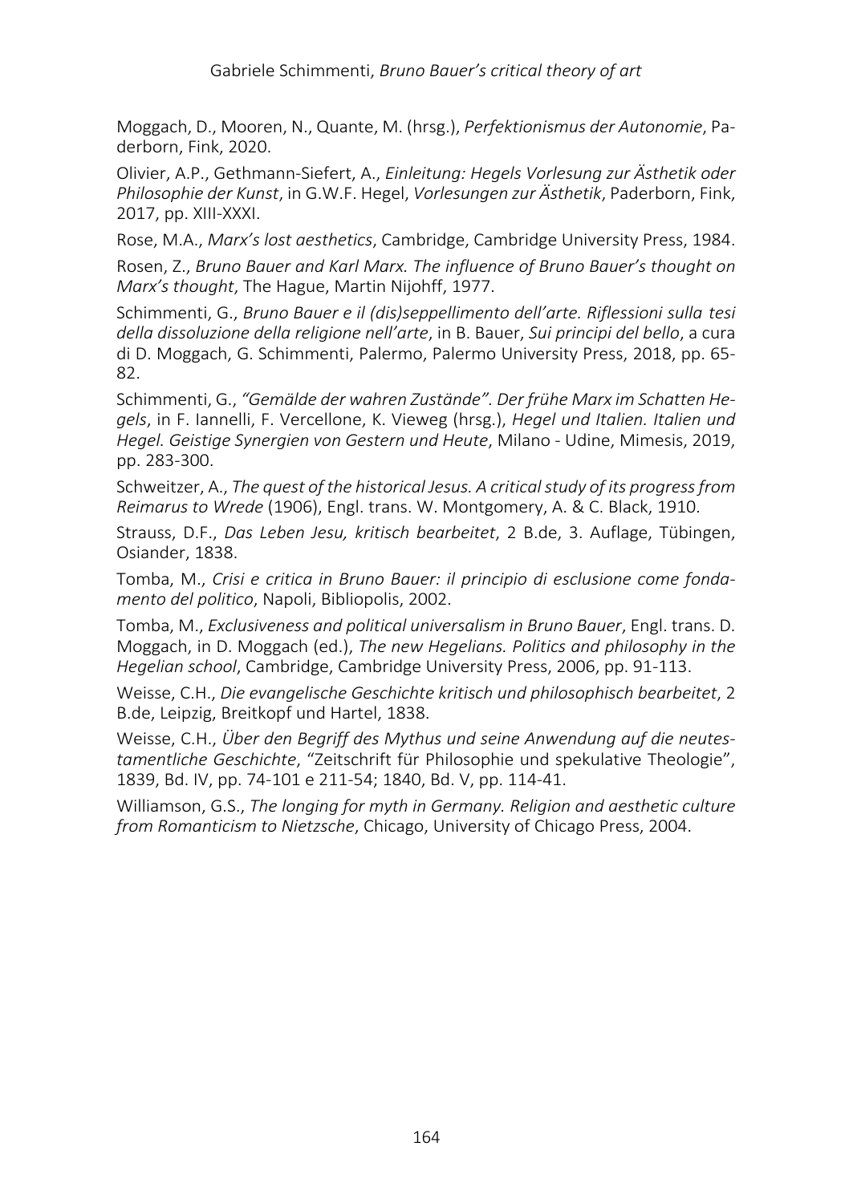Moggach, D., Mooren, N., Quante, M. (hrsg.), *Perfektionismus der Autonomie*, Paderborn, Fink, 2020.

Olivier, A.P., Gethmann-Siefert, A., *Einleitung: Hegels Vorlesung zur Ästhetik oder Philosophie der Kunst*, in G.W.F. Hegel, *Vorlesungen zur Ästhetik*, Paderborn, Fink, 2017, pp. XIII-XXXI.

Rose, M.A., *Marx's lost aesthetics*, Cambridge, Cambridge University Press, 1984.

Rosen, Z., *Bruno Bauer and Karl Marx. The influence of Bruno Bauer's thought on Marx's thought*, The Hague, Martin Nijohff, 1977.

Schimmenti, G., *Bruno Bauer e il (dis)seppellimento dell'arte. Riflessioni sulla tesi della dissoluzione della religione nell'arte*, in B. Bauer, *Sui principi del bello*, a cura di D. Moggach, G. Schimmenti, Palermo, Palermo University Press, 2018, pp. 65-82.

Schimmenti, G., *"Gemälde der wahren Zustände". Der frühe Marx im Schatten Hegels*, in F. Iannelli, F. Vercellone, K. Vieweg (hrsg.), *Hegel und Italien. Italien und Hegel. Geistige Synergien von Gestern und Heute*, Milano - Udine, Mimesis, 2019, pp. 283-300.

Schweitzer, A., *The quest of the historical Jesus. A critical study of its progress from Reimarus to Wrede* (1906), Engl. trans. W. Montgomery, A. & C. Black, 1910.

Strauss, D.F., *Das Leben Jesu, kritisch bearbeitet*, 2 B.de, 3. Auflage, Tübingen, Osiander, 1838.

Tomba, M., *Crisi e critica in Bruno Bauer: il principio di esclusione come fondamento del politico*, Napoli, Bibliopolis, 2002.

Tomba, M., *Exclusiveness and political universalism in Bruno Bauer*, Engl. trans. D. Moggach, in D. Moggach (ed.), *The new Hegelians. Politics and philosophy in the Hegelian school*, Cambridge, Cambridge University Press, 2006, pp. 91-113.

Weisse, C.H., *Die evangelische Geschichte kritisch und philosophisch bearbeitet*, 2 B.de, Leipzig, Breitkopf und Hartel, 1838.

Weisse, C.H., *Über den Begriff des Mythus und seine Anwendung auf die neutestamentliche Geschichte*, "Zeitschrift für Philosophie und spekulative Theologie", 1839, Bd. IV, pp. 74-101 e 211-54; 1840, Bd. V, pp. 114-41.

Williamson, G.S., *The longing for myth in Germany. Religion and aesthetic culture from Romanticism to Nietzsche*, Chicago, University of Chicago Press, 2004.